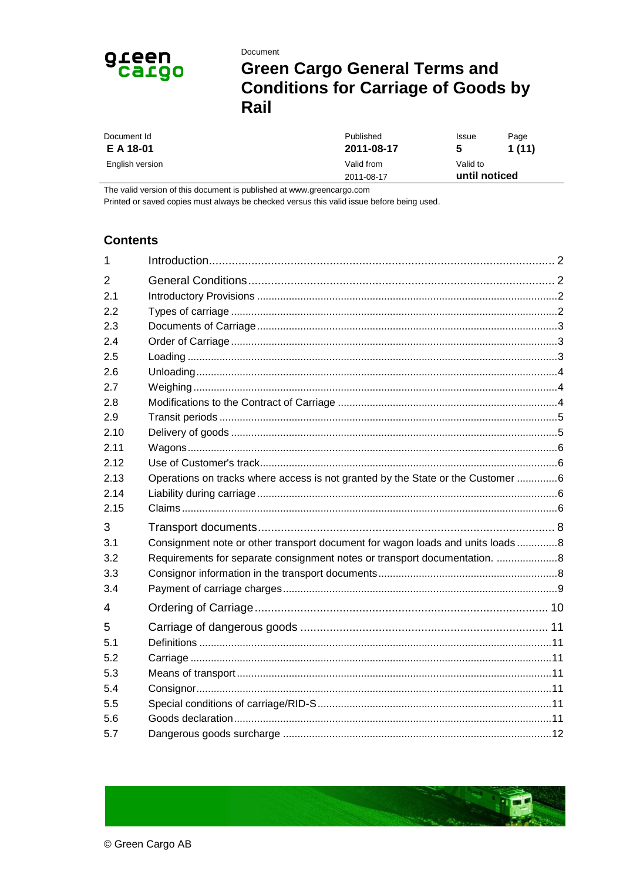Document

# Green Cargo General Terms and Conditions for Carriage of Goods by Rail

| Document Id | Published | Issue | Page |
|---|---|---|---|
| **E A 18-01** | **2011-08-17** | **5** | **1 (11)** |
| English version | Valid from | Valid to | |
| | 2011-08-17 | **until noticed** | |

The valid version of this document is published at www.greencargo.com

Printed or saved copies must always be checked versus this valid issue before being used.

## Contents

| | | |
|---|---|---|
| 1 | Introduction | 2 |
| 2 | General Conditions | 2 |
| 2.1 | Introductory Provisions | 2 |
| 2.2 | Types of carriage | 2 |
| 2.3 | Documents of Carriage | 3 |
| 2.4 | Order of Carriage | 3 |
| 2.5 | Loading | 3 |
| 2.6 | Unloading | 4 |
| 2.7 | Weighing | 4 |
| 2.8 | Modifications to the Contract of Carriage | 4 |
| 2.9 | Transit periods | 5 |
| 2.10 | Delivery of goods | 5 |
| 2.11 | Wagons | 6 |
| 2.12 | Use of Customer's track | 6 |
| 2.13 | Operations on tracks where access is not granted by the State or the Customer | 6 |
| 2.14 | Liability during carriage | 6 |
| 2.15 | Claims | 6 |
| 3 | Transport documents | 8 |
| 3.1 | Consignment note or other transport document for wagon loads and units loads | 8 |
| 3.2 | Requirements for separate consignment notes or transport documentation. | 8 |
| 3.3 | Consignor information in the transport documents | 8 |
| 3.4 | Payment of carriage charges | 9 |
| 4 | Ordering of Carriage | 10 |
| 5 | Carriage of dangerous goods | 11 |
| 5.1 | Definitions | 11 |
| 5.2 | Carriage | 11 |
| 5.3 | Means of transport | 11 |
| 5.4 | Consignor | 11 |
| 5.5 | Special conditions of carriage/RID-S | 11 |
| 5.6 | Goods declaration | 11 |
| 5.7 | Dangerous goods surcharge | 12 |

© Green Cargo AB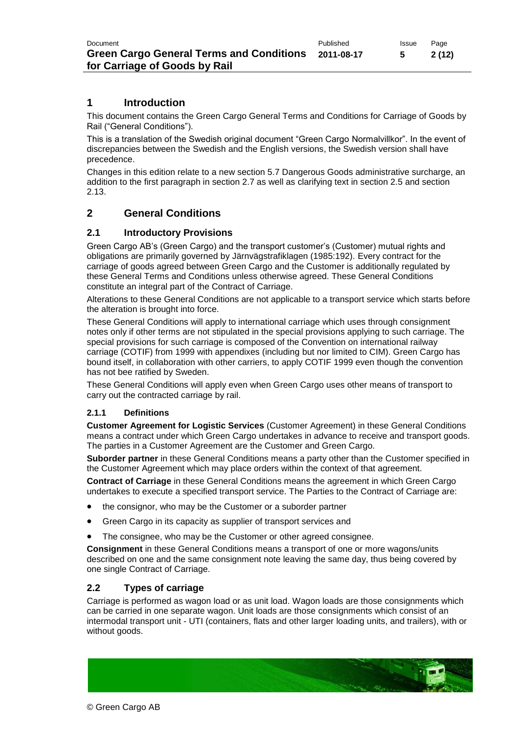# 1 Introduction

This document contains the Green Cargo General Terms and Conditions for Carriage of Goods by Rail ("General Conditions").

This is a translation of the Swedish original document "Green Cargo Normalvillkor". In the event of discrepancies between the Swedish and the English versions, the Swedish version shall have precedence.

Changes in this edition relate to a new section 5.7 Dangerous Goods administrative surcharge, an addition to the first paragraph in section 2.7 as well as clarifying text in section 2.5 and section 2.13.

# 2 General Conditions

## 2.1 Introductory Provisions

Green Cargo AB's (Green Cargo) and the transport customer's (Customer) mutual rights and obligations are primarily governed by Järnvägstrafiklagen (1985:192). Every contract for the carriage of goods agreed between Green Cargo and the Customer is additionally regulated by these General Terms and Conditions unless otherwise agreed. These General Conditions constitute an integral part of the Contract of Carriage.

Alterations to these General Conditions are not applicable to a transport service which starts before the alteration is brought into force.

These General Conditions will apply to international carriage which uses through consignment notes only if other terms are not stipulated in the special provisions applying to such carriage. The special provisions for such carriage is composed of the Convention on international railway carriage (COTIF) from 1999 with appendixes (including but nor limited to CIM). Green Cargo has bound itself, in collaboration with other carriers, to apply COTIF 1999 even though the convention has not bee ratified by Sweden.

These General Conditions will apply even when Green Cargo uses other means of transport to carry out the contracted carriage by rail.

### 2.1.1 Definitions

**Customer Agreement for Logistic Services** (Customer Agreement) in these General Conditions means a contract under which Green Cargo undertakes in advance to receive and transport goods. The parties in a Customer Agreement are the Customer and Green Cargo.

**Suborder partner** in these General Conditions means a party other than the Customer specified in the Customer Agreement which may place orders within the context of that agreement.

**Contract of Carriage** in these General Conditions means the agreement in which Green Cargo undertakes to execute a specified transport service. The Parties to the Contract of Carriage are:

- the consignor, who may be the Customer or a suborder partner
- Green Cargo in its capacity as supplier of transport services and
- The consignee, who may be the Customer or other agreed consignee.

**Consignment** in these General Conditions means a transport of one or more wagons/units described on one and the same consignment note leaving the same day, thus being covered by one single Contract of Carriage.

## 2.2 Types of carriage

Carriage is performed as wagon load or as unit load. Wagon loads are those consignments which can be carried in one separate wagon. Unit loads are those consignments which consist of an intermodal transport unit - UTI (containers, flats and other larger loading units, and trailers), with or without goods.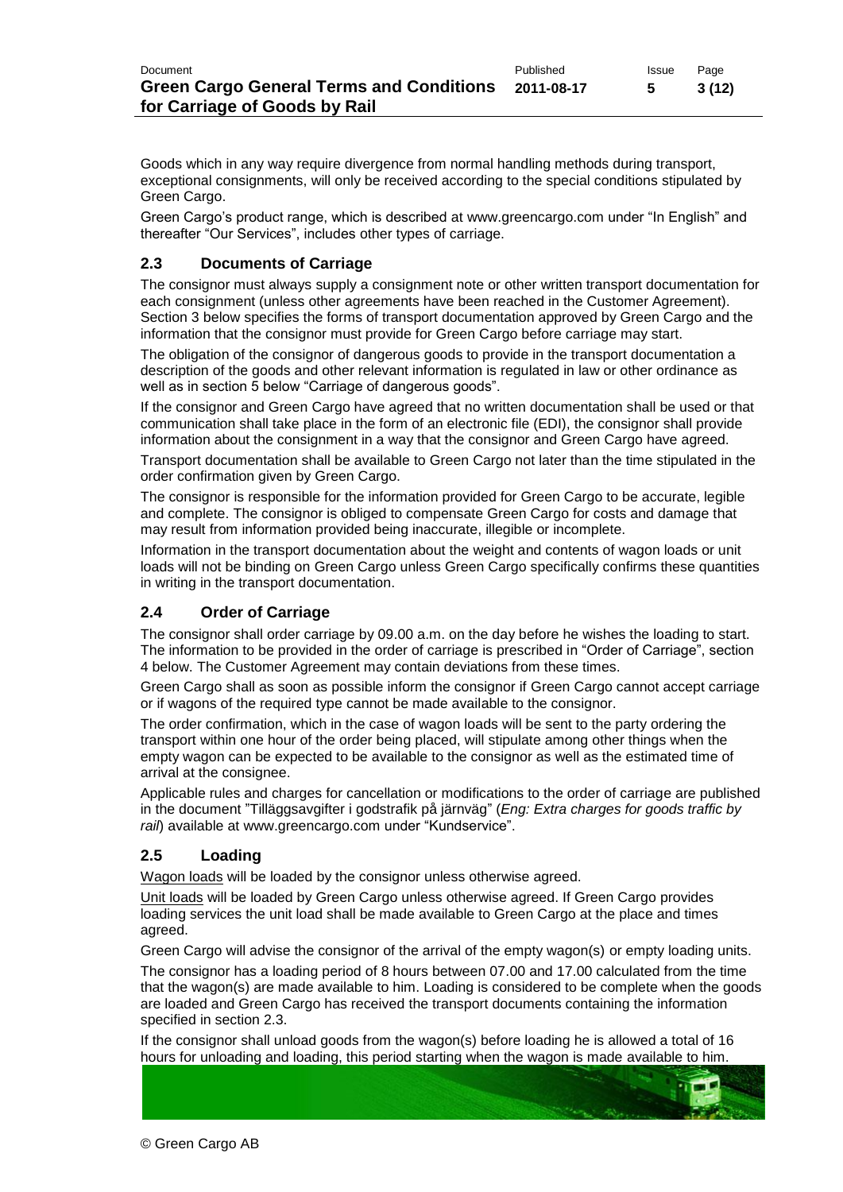Goods which in any way require divergence from normal handling methods during transport, exceptional consignments, will only be received according to the special conditions stipulated by Green Cargo.

Green Cargo's product range, which is described at www.greencargo.com under "In English" and thereafter "Our Services", includes other types of carriage.

## 2.3 Documents of Carriage

The consignor must always supply a consignment note or other written transport documentation for each consignment (unless other agreements have been reached in the Customer Agreement). Section 3 below specifies the forms of transport documentation approved by Green Cargo and the information that the consignor must provide for Green Cargo before carriage may start.

The obligation of the consignor of dangerous goods to provide in the transport documentation a description of the goods and other relevant information is regulated in law or other ordinance as well as in section 5 below "Carriage of dangerous goods".

If the consignor and Green Cargo have agreed that no written documentation shall be used or that communication shall take place in the form of an electronic file (EDI), the consignor shall provide information about the consignment in a way that the consignor and Green Cargo have agreed.

Transport documentation shall be available to Green Cargo not later than the time stipulated in the order confirmation given by Green Cargo.

The consignor is responsible for the information provided for Green Cargo to be accurate, legible and complete. The consignor is obliged to compensate Green Cargo for costs and damage that may result from information provided being inaccurate, illegible or incomplete.

Information in the transport documentation about the weight and contents of wagon loads or unit loads will not be binding on Green Cargo unless Green Cargo specifically confirms these quantities in writing in the transport documentation.

## 2.4 Order of Carriage

The consignor shall order carriage by 09.00 a.m. on the day before he wishes the loading to start. The information to be provided in the order of carriage is prescribed in "Order of Carriage", section 4 below. The Customer Agreement may contain deviations from these times.

Green Cargo shall as soon as possible inform the consignor if Green Cargo cannot accept carriage or if wagons of the required type cannot be made available to the consignor.

The order confirmation, which in the case of wagon loads will be sent to the party ordering the transport within one hour of the order being placed, will stipulate among other things when the empty wagon can be expected to be available to the consignor as well as the estimated time of arrival at the consignee.

Applicable rules and charges for cancellation or modifications to the order of carriage are published in the document "Tilläggsavgifter i godstrafik på järnväg" (*Eng: Extra charges for goods traffic by rail*) available at www.greencargo.com under "Kundservice".

## 2.5 Loading

Wagon loads will be loaded by the consignor unless otherwise agreed.

Unit loads will be loaded by Green Cargo unless otherwise agreed. If Green Cargo provides loading services the unit load shall be made available to Green Cargo at the place and times agreed.

Green Cargo will advise the consignor of the arrival of the empty wagon(s) or empty loading units.

The consignor has a loading period of 8 hours between 07.00 and 17.00 calculated from the time that the wagon(s) are made available to him. Loading is considered to be complete when the goods are loaded and Green Cargo has received the transport documents containing the information specified in section 2.3.

If the consignor shall unload goods from the wagon(s) before loading he is allowed a total of 16 hours for unloading and loading, this period starting when the wagon is made available to him.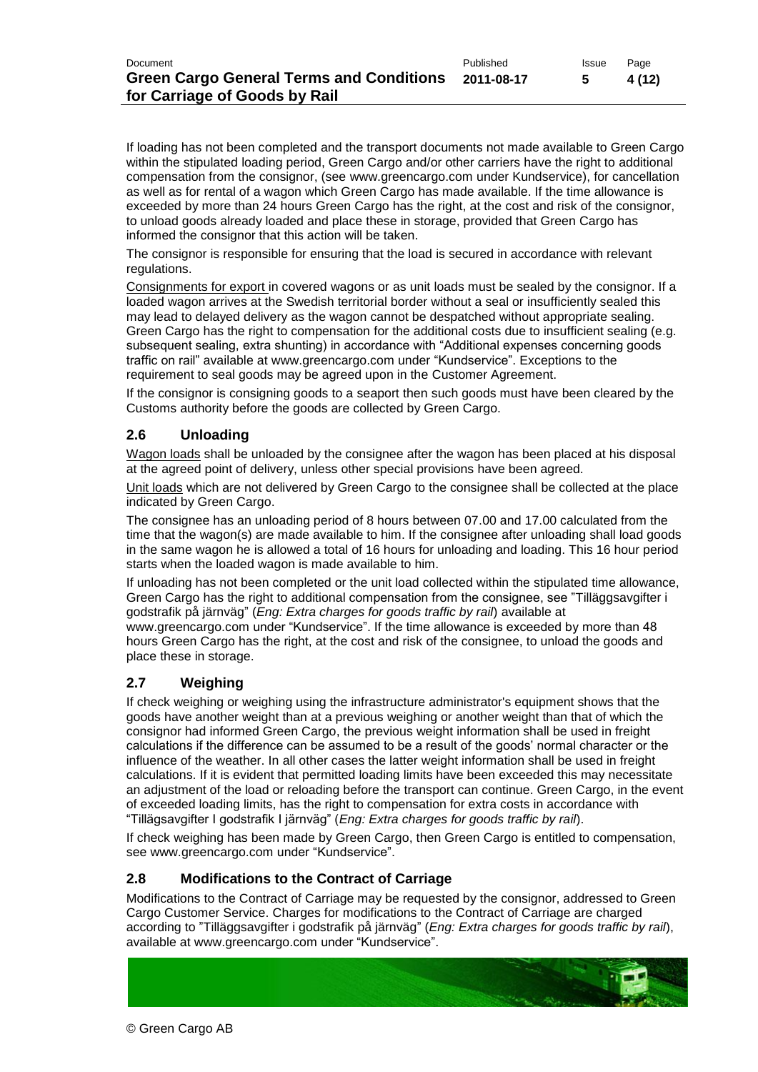If loading has not been completed and the transport documents not made available to Green Cargo within the stipulated loading period, Green Cargo and/or other carriers have the right to additional compensation from the consignor, (see www.greencargo.com under Kundservice), for cancellation as well as for rental of a wagon which Green Cargo has made available. If the time allowance is exceeded by more than 24 hours Green Cargo has the right, at the cost and risk of the consignor, to unload goods already loaded and place these in storage, provided that Green Cargo has informed the consignor that this action will be taken.

The consignor is responsible for ensuring that the load is secured in accordance with relevant regulations.

Consignments for export in covered wagons or as unit loads must be sealed by the consignor. If a loaded wagon arrives at the Swedish territorial border without a seal or insufficiently sealed this may lead to delayed delivery as the wagon cannot be despatched without appropriate sealing. Green Cargo has the right to compensation for the additional costs due to insufficient sealing (e.g. subsequent sealing, extra shunting) in accordance with "Additional expenses concerning goods traffic on rail" available at www.greencargo.com under "Kundservice". Exceptions to the requirement to seal goods may be agreed upon in the Customer Agreement.

If the consignor is consigning goods to a seaport then such goods must have been cleared by the Customs authority before the goods are collected by Green Cargo.

## 2.6 Unloading

Wagon loads shall be unloaded by the consignee after the wagon has been placed at his disposal at the agreed point of delivery, unless other special provisions have been agreed.

Unit loads which are not delivered by Green Cargo to the consignee shall be collected at the place indicated by Green Cargo.

The consignee has an unloading period of 8 hours between 07.00 and 17.00 calculated from the time that the wagon(s) are made available to him. If the consignee after unloading shall load goods in the same wagon he is allowed a total of 16 hours for unloading and loading. This 16 hour period starts when the loaded wagon is made available to him.

If unloading has not been completed or the unit load collected within the stipulated time allowance, Green Cargo has the right to additional compensation from the consignee, see "Tilläggsavgifter i godstrafik på järnväg" (*Eng: Extra charges for goods traffic by rail*) available at www.greencargo.com under "Kundservice". If the time allowance is exceeded by more than 48 hours Green Cargo has the right, at the cost and risk of the consignee, to unload the goods and place these in storage.

## 2.7 Weighing

If check weighing or weighing using the infrastructure administrator's equipment shows that the goods have another weight than at a previous weighing or another weight than that of which the consignor had informed Green Cargo, the previous weight information shall be used in freight calculations if the difference can be assumed to be a result of the goods' normal character or the influence of the weather. In all other cases the latter weight information shall be used in freight calculations. If it is evident that permitted loading limits have been exceeded this may necessitate an adjustment of the load or reloading before the transport can continue. Green Cargo, in the event of exceeded loading limits, has the right to compensation for extra costs in accordance with "Tillägsavgifter I godstrafik I järnväg" (*Eng: Extra charges for goods traffic by rail*).

If check weighing has been made by Green Cargo, then Green Cargo is entitled to compensation, see www.greencargo.com under "Kundservice".

## 2.8 Modifications to the Contract of Carriage

Modifications to the Contract of Carriage may be requested by the consignor, addressed to Green Cargo Customer Service. Charges for modifications to the Contract of Carriage are charged according to "Tilläggsavgifter i godstrafik på järnväg" (*Eng: Extra charges for goods traffic by rail*), available at www.greencargo.com under "Kundservice".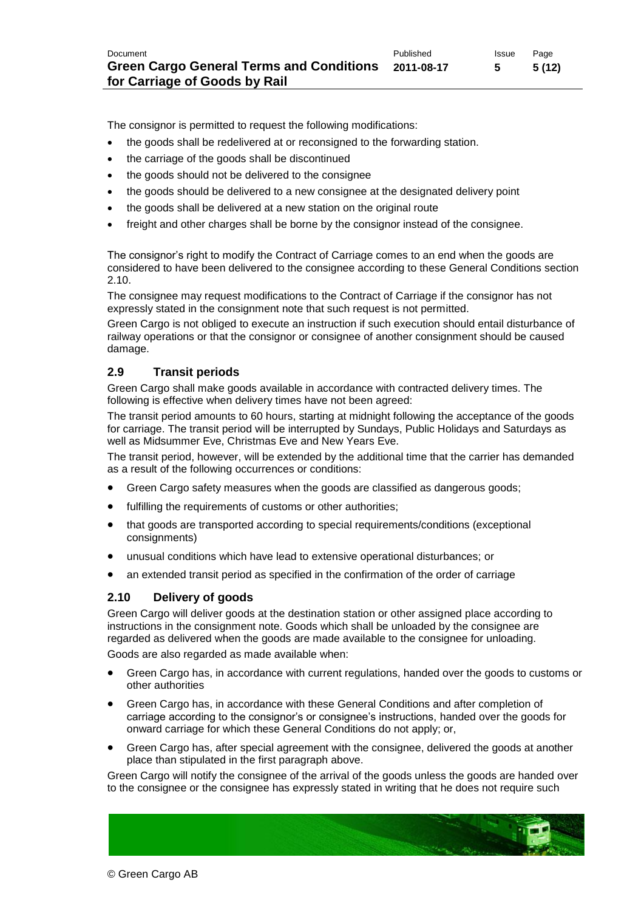The consignor is permitted to request the following modifications:

- the goods shall be redelivered at or reconsigned to the forwarding station.
- the carriage of the goods shall be discontinued
- the goods should not be delivered to the consignee
- the goods should be delivered to a new consignee at the designated delivery point
- the goods shall be delivered at a new station on the original route
- freight and other charges shall be borne by the consignor instead of the consignee.

The consignor's right to modify the Contract of Carriage comes to an end when the goods are considered to have been delivered to the consignee according to these General Conditions section 2.10.

The consignee may request modifications to the Contract of Carriage if the consignor has not expressly stated in the consignment note that such request is not permitted.

Green Cargo is not obliged to execute an instruction if such execution should entail disturbance of railway operations or that the consignor or consignee of another consignment should be caused damage.

## 2.9 Transit periods

Green Cargo shall make goods available in accordance with contracted delivery times. The following is effective when delivery times have not been agreed:

The transit period amounts to 60 hours, starting at midnight following the acceptance of the goods for carriage. The transit period will be interrupted by Sundays, Public Holidays and Saturdays as well as Midsummer Eve, Christmas Eve and New Years Eve.

The transit period, however, will be extended by the additional time that the carrier has demanded as a result of the following occurrences or conditions:

- Green Cargo safety measures when the goods are classified as dangerous goods;
- fulfilling the requirements of customs or other authorities;
- that goods are transported according to special requirements/conditions (exceptional consignments)
- unusual conditions which have lead to extensive operational disturbances; or
- an extended transit period as specified in the confirmation of the order of carriage

## 2.10 Delivery of goods

Green Cargo will deliver goods at the destination station or other assigned place according to instructions in the consignment note. Goods which shall be unloaded by the consignee are regarded as delivered when the goods are made available to the consignee for unloading.

Goods are also regarded as made available when:

- Green Cargo has, in accordance with current regulations, handed over the goods to customs or other authorities
- Green Cargo has, in accordance with these General Conditions and after completion of carriage according to the consignor's or consignee's instructions, handed over the goods for onward carriage for which these General Conditions do not apply; or,
- Green Cargo has, after special agreement with the consignee, delivered the goods at another place than stipulated in the first paragraph above.

Green Cargo will notify the consignee of the arrival of the goods unless the goods are handed over to the consignee or the consignee has expressly stated in writing that he does not require such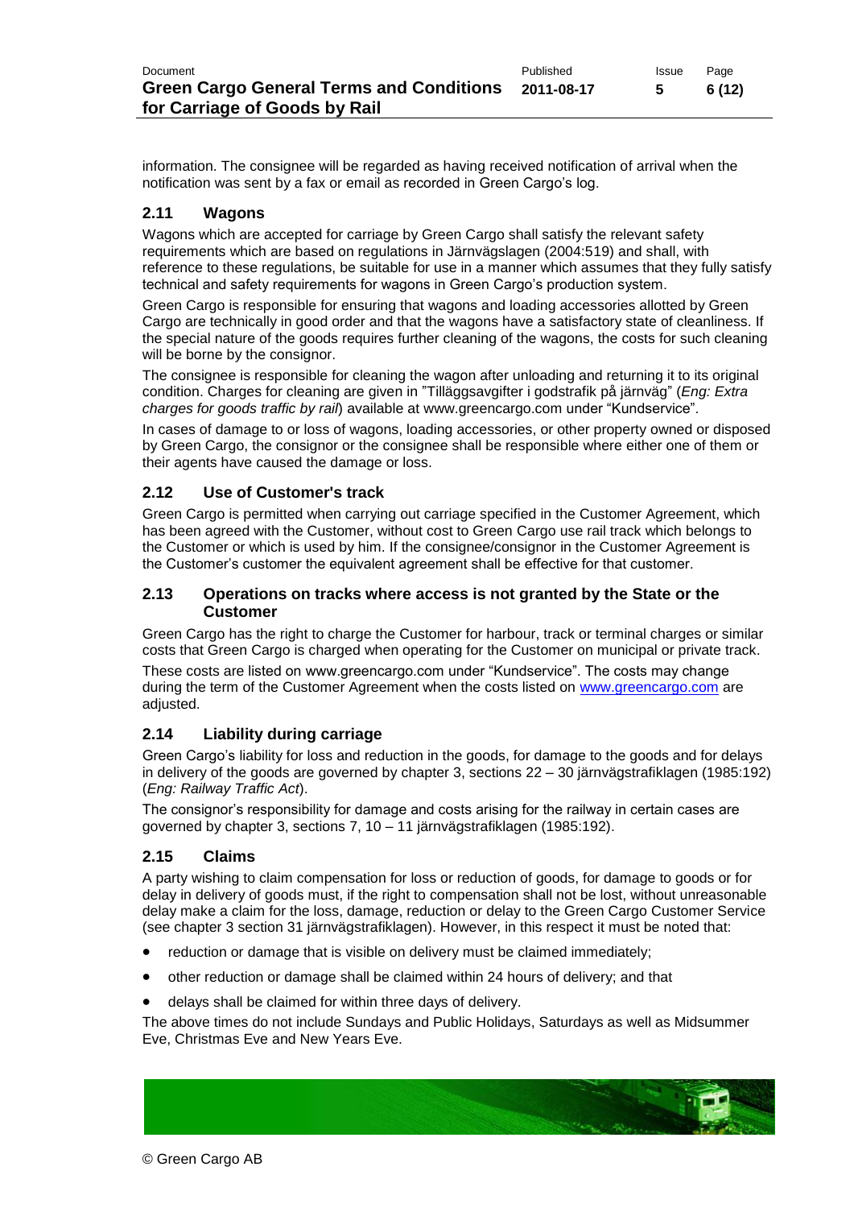information. The consignee will be regarded as having received notification of arrival when the notification was sent by a fax or email as recorded in Green Cargo's log.

### 2.11 Wagons

Wagons which are accepted for carriage by Green Cargo shall satisfy the relevant safety requirements which are based on regulations in Järnvägslagen (2004:519) and shall, with reference to these regulations, be suitable for use in a manner which assumes that they fully satisfy technical and safety requirements for wagons in Green Cargo's production system.

Green Cargo is responsible for ensuring that wagons and loading accessories allotted by Green Cargo are technically in good order and that the wagons have a satisfactory state of cleanliness. If the special nature of the goods requires further cleaning of the wagons, the costs for such cleaning will be borne by the consignor.

The consignee is responsible for cleaning the wagon after unloading and returning it to its original condition. Charges for cleaning are given in "Tilläggsavgifter i godstrafik på järnväg" (*Eng: Extra charges for goods traffic by rail*) available at www.greencargo.com under "Kundservice".

In cases of damage to or loss of wagons, loading accessories, or other property owned or disposed by Green Cargo, the consignor or the consignee shall be responsible where either one of them or their agents have caused the damage or loss.

### 2.12 Use of Customer's track

Green Cargo is permitted when carrying out carriage specified in the Customer Agreement, which has been agreed with the Customer, without cost to Green Cargo use rail track which belongs to the Customer or which is used by him. If the consignee/consignor in the Customer Agreement is the Customer's customer the equivalent agreement shall be effective for that customer.

### 2.13 Operations on tracks where access is not granted by the State or the Customer

Green Cargo has the right to charge the Customer for harbour, track or terminal charges or similar costs that Green Cargo is charged when operating for the Customer on municipal or private track.

These costs are listed on www.greencargo.com under "Kundservice". The costs may change during the term of the Customer Agreement when the costs listed on www.greencargo.com are adjusted.

### 2.14 Liability during carriage

Green Cargo's liability for loss and reduction in the goods, for damage to the goods and for delays in delivery of the goods are governed by chapter 3, sections 22 – 30 järnvägstrafiklagen (1985:192) (*Eng: Railway Traffic Act*).

The consignor's responsibility for damage and costs arising for the railway in certain cases are governed by chapter 3, sections 7, 10 – 11 järnvägstrafiklagen (1985:192).

### 2.15 Claims

A party wishing to claim compensation for loss or reduction of goods, for damage to goods or for delay in delivery of goods must, if the right to compensation shall not be lost, without unreasonable delay make a claim for the loss, damage, reduction or delay to the Green Cargo Customer Service (see chapter 3 section 31 järnvägstrafiklagen). However, in this respect it must be noted that:

- reduction or damage that is visible on delivery must be claimed immediately;
- other reduction or damage shall be claimed within 24 hours of delivery; and that
- delays shall be claimed for within three days of delivery.

The above times do not include Sundays and Public Holidays, Saturdays as well as Midsummer Eve, Christmas Eve and New Years Eve.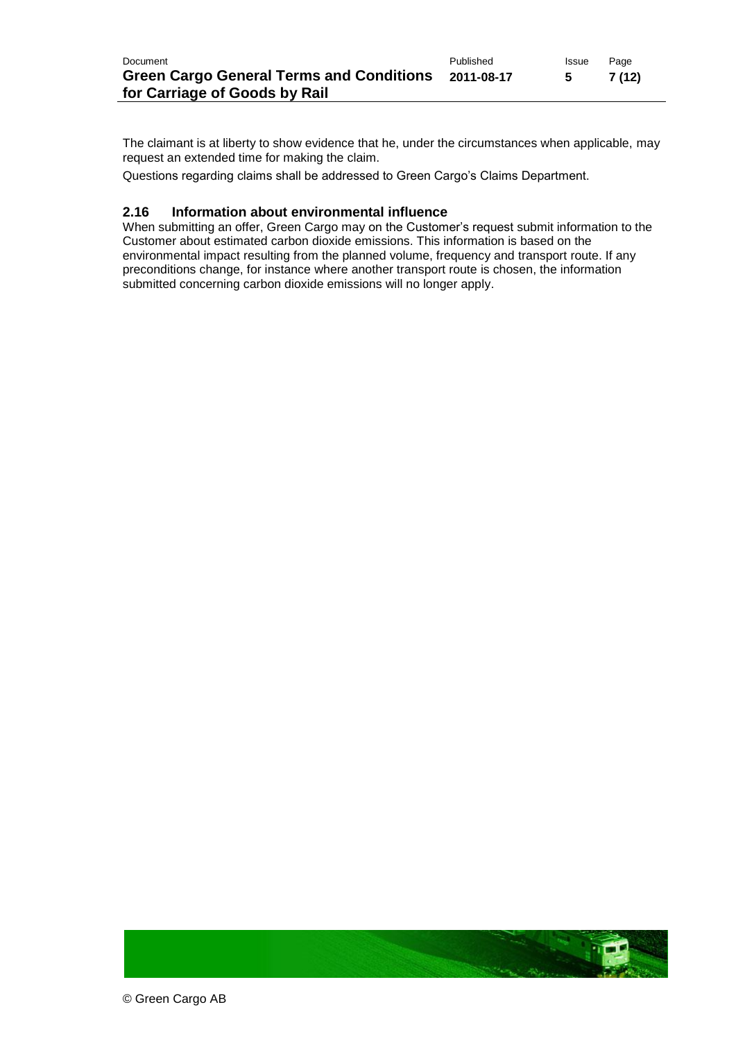The claimant is at liberty to show evidence that he, under the circumstances when applicable, may request an extended time for making the claim.

Questions regarding claims shall be addressed to Green Cargo's Claims Department.

### 2.16 Information about environmental influence

When submitting an offer, Green Cargo may on the Customer's request submit information to the Customer about estimated carbon dioxide emissions. This information is based on the environmental impact resulting from the planned volume, frequency and transport route. If any preconditions change, for instance where another transport route is chosen, the information submitted concerning carbon dioxide emissions will no longer apply.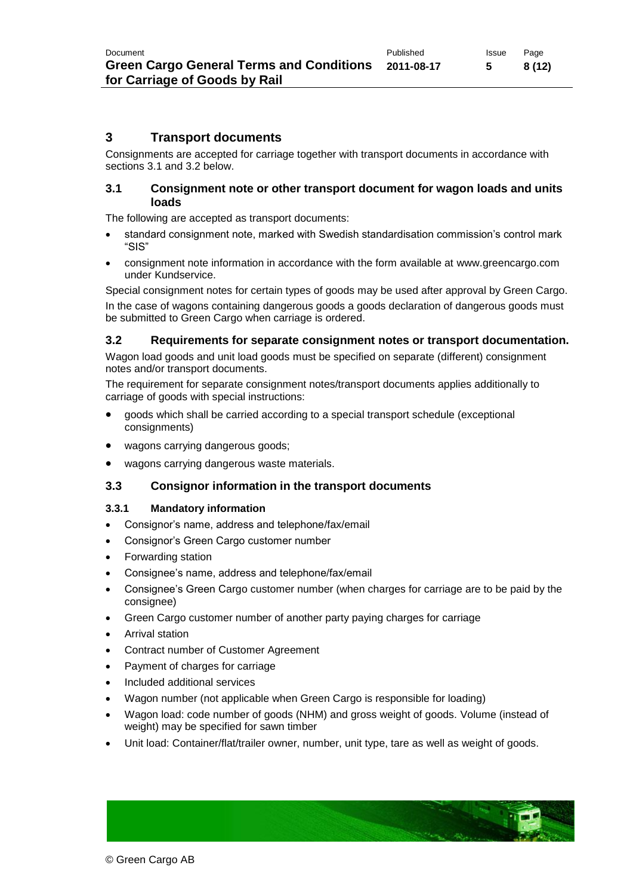# 3 Transport documents

Consignments are accepted for carriage together with transport documents in accordance with sections 3.1 and 3.2 below.

## 3.1 Consignment note or other transport document for wagon loads and units loads

The following are accepted as transport documents:

- standard consignment note, marked with Swedish standardisation commission's control mark "SIS"
- consignment note information in accordance with the form available at www.greencargo.com under Kundservice.

Special consignment notes for certain types of goods may be used after approval by Green Cargo.

In the case of wagons containing dangerous goods a goods declaration of dangerous goods must be submitted to Green Cargo when carriage is ordered.

## 3.2 Requirements for separate consignment notes or transport documentation.

Wagon load goods and unit load goods must be specified on separate (different) consignment notes and/or transport documents.

The requirement for separate consignment notes/transport documents applies additionally to carriage of goods with special instructions:

- goods which shall be carried according to a special transport schedule (exceptional consignments)
- wagons carrying dangerous goods;
- wagons carrying dangerous waste materials.

## 3.3 Consignor information in the transport documents

### 3.3.1 Mandatory information

- Consignor's name, address and telephone/fax/email
- Consignor's Green Cargo customer number
- Forwarding station
- Consignee's name, address and telephone/fax/email
- Consignee's Green Cargo customer number (when charges for carriage are to be paid by the consignee)
- Green Cargo customer number of another party paying charges for carriage
- Arrival station
- Contract number of Customer Agreement
- Payment of charges for carriage
- Included additional services
- Wagon number (not applicable when Green Cargo is responsible for loading)
- Wagon load: code number of goods (NHM) and gross weight of goods. Volume (instead of weight) may be specified for sawn timber
- Unit load: Container/flat/trailer owner, number, unit type, tare as well as weight of goods.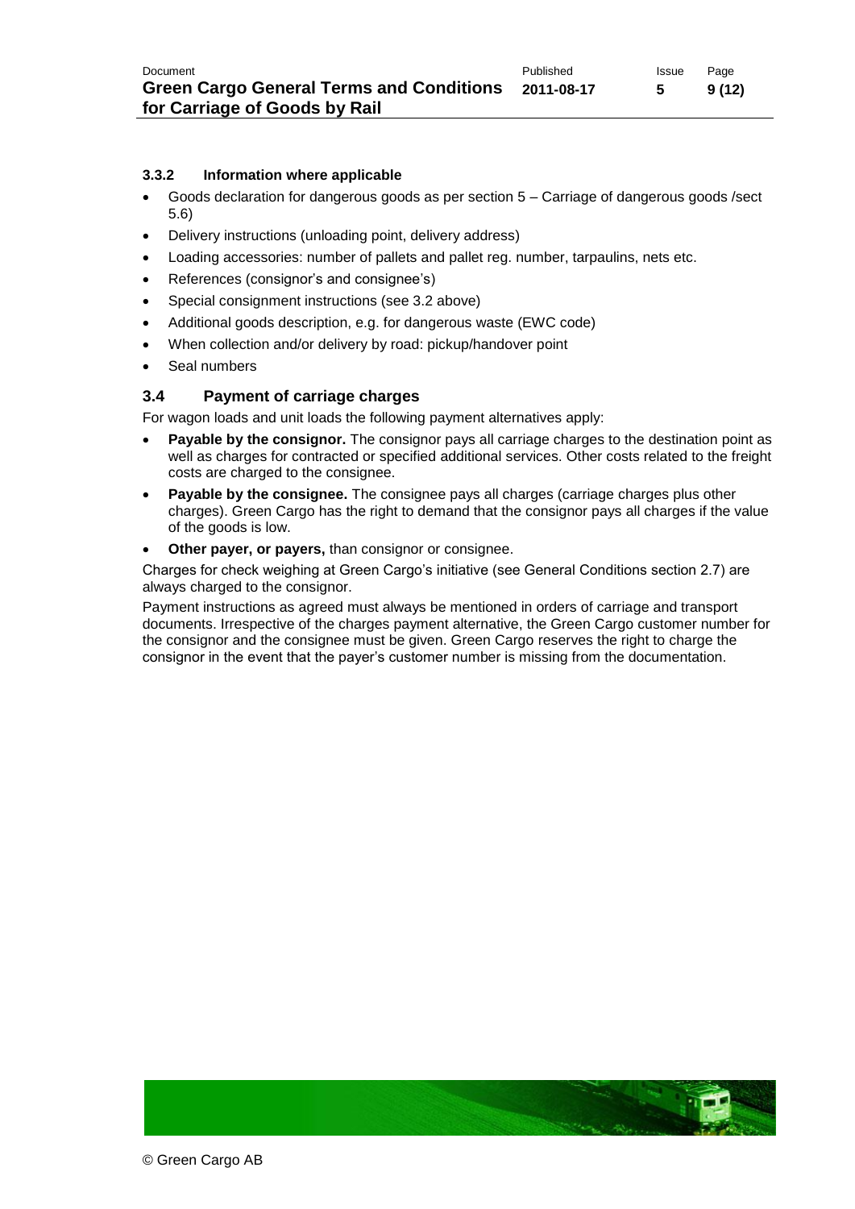#### 3.3.2 Information where applicable

- Goods declaration for dangerous goods as per section 5 – Carriage of dangerous goods /sect 5.6)
- Delivery instructions (unloading point, delivery address)
- Loading accessories: number of pallets and pallet reg. number, tarpaulins, nets etc.
- References (consignor's and consignee's)
- Special consignment instructions (see 3.2 above)
- Additional goods description, e.g. for dangerous waste (EWC code)
- When collection and/or delivery by road: pickup/handover point
- Seal numbers

### 3.4 Payment of carriage charges

For wagon loads and unit loads the following payment alternatives apply:

- **Payable by the consignor.** The consignor pays all carriage charges to the destination point as well as charges for contracted or specified additional services. Other costs related to the freight costs are charged to the consignee.
- **Payable by the consignee.** The consignee pays all charges (carriage charges plus other charges). Green Cargo has the right to demand that the consignor pays all charges if the value of the goods is low.
- **Other payer, or payers,** than consignor or consignee.

Charges for check weighing at Green Cargo's initiative (see General Conditions section 2.7) are always charged to the consignor.

Payment instructions as agreed must always be mentioned in orders of carriage and transport documents. Irrespective of the charges payment alternative, the Green Cargo customer number for the consignor and the consignee must be given. Green Cargo reserves the right to charge the consignor in the event that the payer's customer number is missing from the documentation.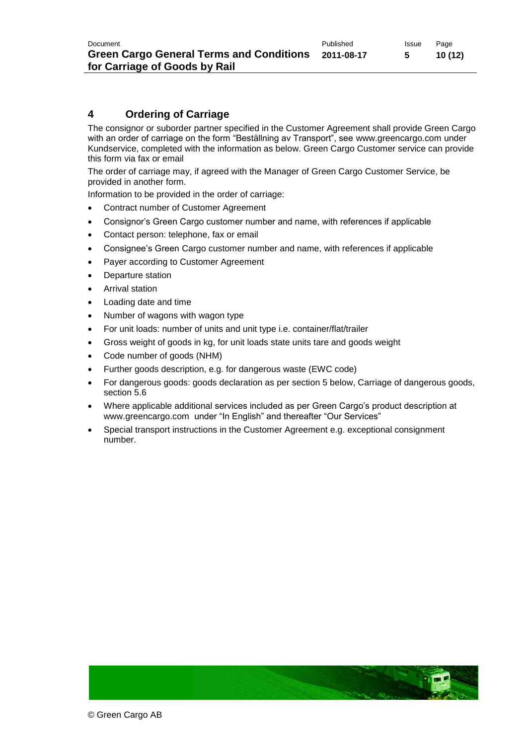## 4 Ordering of Carriage

The consignor or suborder partner specified in the Customer Agreement shall provide Green Cargo with an order of carriage on the form "Beställning av Transport", see www.greencargo.com under Kundservice, completed with the information as below. Green Cargo Customer service can provide this form via fax or email

The order of carriage may, if agreed with the Manager of Green Cargo Customer Service, be provided in another form.

Information to be provided in the order of carriage:

- Contract number of Customer Agreement
- Consignor's Green Cargo customer number and name, with references if applicable
- Contact person: telephone, fax or email
- Consignee's Green Cargo customer number and name, with references if applicable
- Payer according to Customer Agreement
- Departure station
- Arrival station
- Loading date and time
- Number of wagons with wagon type
- For unit loads: number of units and unit type i.e. container/flat/trailer
- Gross weight of goods in kg, for unit loads state units tare and goods weight
- Code number of goods (NHM)
- Further goods description, e.g. for dangerous waste (EWC code)
- For dangerous goods: goods declaration as per section 5 below, Carriage of dangerous goods, section 5.6
- Where applicable additional services included as per Green Cargo's product description at www.greencargo.com under "In English" and thereafter "Our Services"
- Special transport instructions in the Customer Agreement e.g. exceptional consignment number.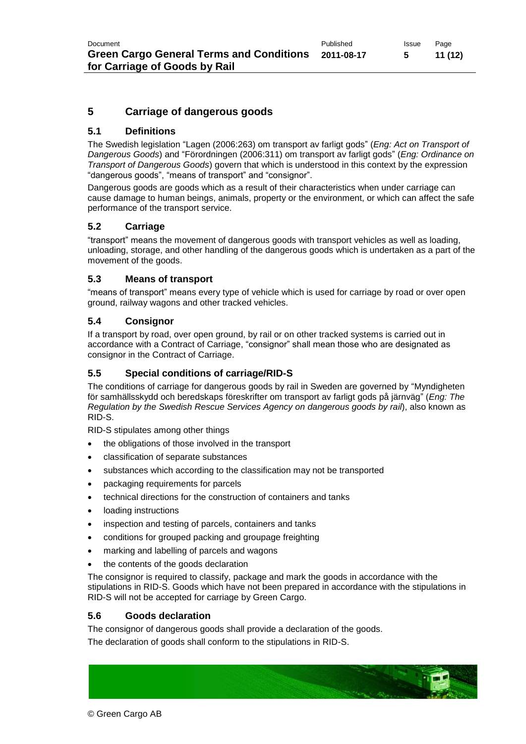## 5 Carriage of dangerous goods

### 5.1 Definitions

The Swedish legislation "Lagen (2006:263) om transport av farligt gods" (*Eng: Act on Transport of Dangerous Goods*) and "Förordningen (2006:311) om transport av farligt gods" (*Eng: Ordinance on Transport of Dangerous Goods*) govern that which is understood in this context by the expression "dangerous goods", "means of transport" and "consignor".

Dangerous goods are goods which as a result of their characteristics when under carriage can cause damage to human beings, animals, property or the environment, or which can affect the safe performance of the transport service.

### 5.2 Carriage

"transport" means the movement of dangerous goods with transport vehicles as well as loading, unloading, storage, and other handling of the dangerous goods which is undertaken as a part of the movement of the goods.

### 5.3 Means of transport

"means of transport" means every type of vehicle which is used for carriage by road or over open ground, railway wagons and other tracked vehicles.

### 5.4 Consignor

If a transport by road, over open ground, by rail or on other tracked systems is carried out in accordance with a Contract of Carriage, "consignor" shall mean those who are designated as consignor in the Contract of Carriage.

### 5.5 Special conditions of carriage/RID-S

The conditions of carriage for dangerous goods by rail in Sweden are governed by "Myndigheten för samhällsskydd och beredskaps föreskrifter om transport av farligt gods på järnväg" (*Eng: The Regulation by the Swedish Rescue Services Agency on dangerous goods by rail*), also known as RID-S.

RID-S stipulates among other things

- the obligations of those involved in the transport
- classification of separate substances
- substances which according to the classification may not be transported
- packaging requirements for parcels
- technical directions for the construction of containers and tanks
- loading instructions
- inspection and testing of parcels, containers and tanks
- conditions for grouped packing and groupage freighting
- marking and labelling of parcels and wagons
- the contents of the goods declaration

The consignor is required to classify, package and mark the goods in accordance with the stipulations in RID-S. Goods which have not been prepared in accordance with the stipulations in RID-S will not be accepted for carriage by Green Cargo.

### 5.6 Goods declaration

The consignor of dangerous goods shall provide a declaration of the goods.

The declaration of goods shall conform to the stipulations in RID-S.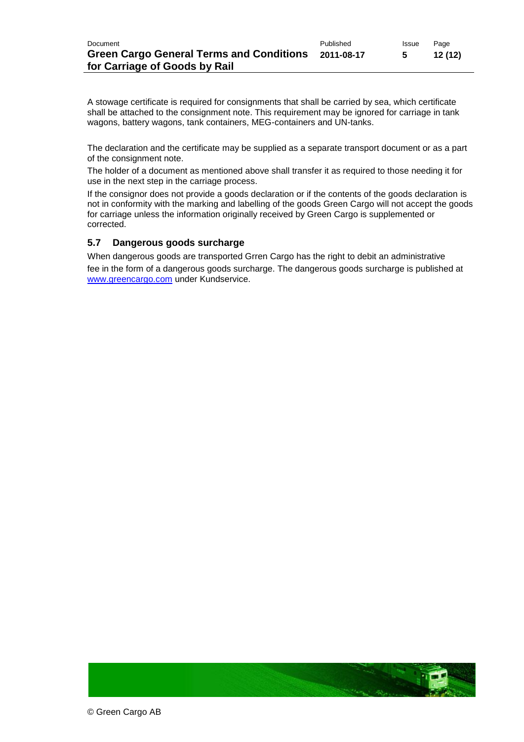A stowage certificate is required for consignments that shall be carried by sea, which certificate shall be attached to the consignment note. This requirement may be ignored for carriage in tank wagons, battery wagons, tank containers, MEG-containers and UN-tanks.

The declaration and the certificate may be supplied as a separate transport document or as a part of the consignment note.

The holder of a document as mentioned above shall transfer it as required to those needing it for use in the next step in the carriage process.

If the consignor does not provide a goods declaration or if the contents of the goods declaration is not in conformity with the marking and labelling of the goods Green Cargo will not accept the goods for carriage unless the information originally received by Green Cargo is supplemented or corrected.

## 5.7 Dangerous goods surcharge

When dangerous goods are transported Grren Cargo has the right to debit an administrative fee in the form of a dangerous goods surcharge. The dangerous goods surcharge is published at [www.greencargo.com](http://www.greencargo.com) under Kundservice.

© Green Cargo AB